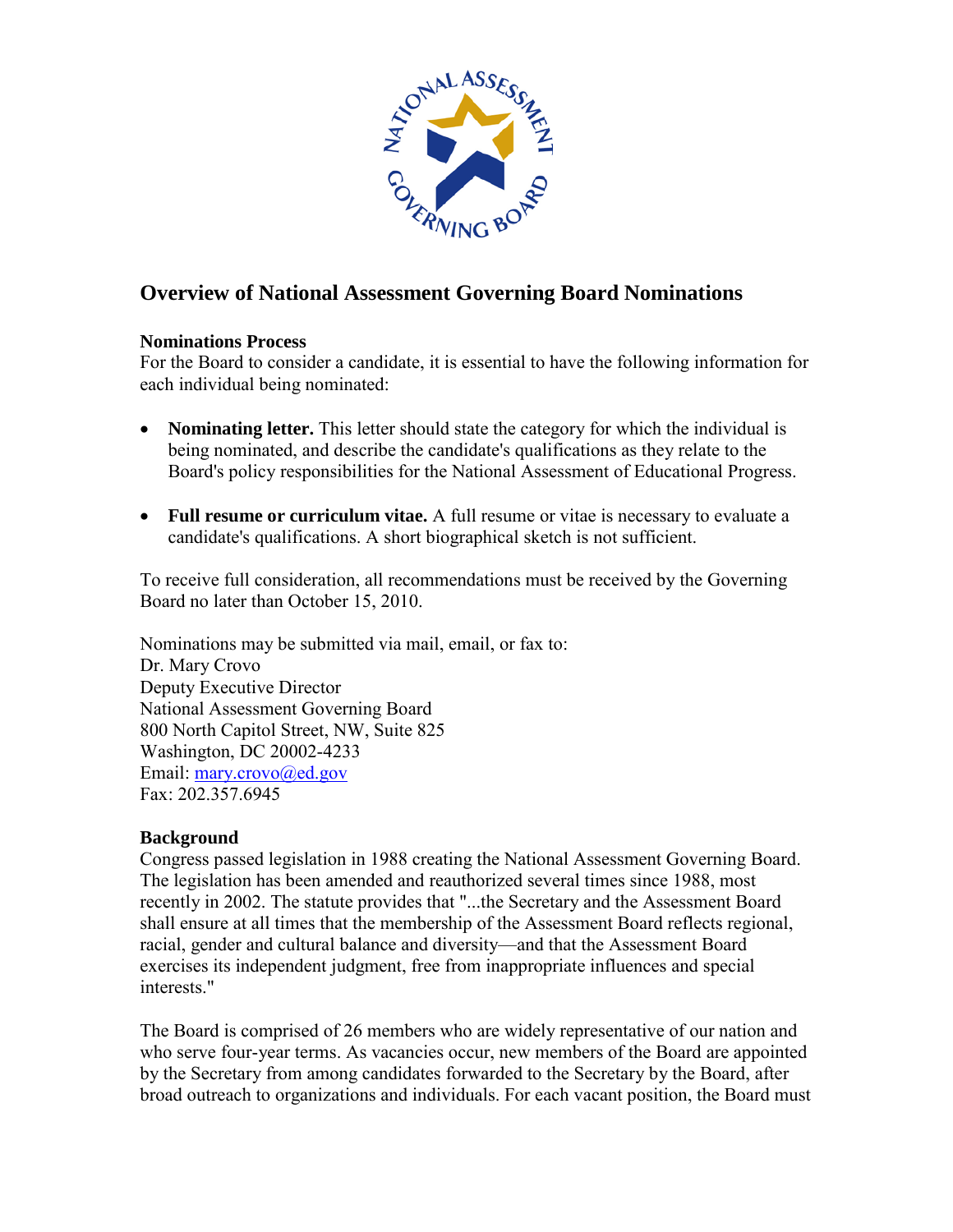# Overview of National Assessment Governing Board Nominations

**Nominations Process**
For the Board to consider a candidate, it is essential to have the following information for each individual being nominated:

- **Nominating letter.** This letter should state the category for which the individual is being nominated, and describe the candidate's qualifications as they relate to the Board's policy responsibilities for the National Assessment of Educational Progress.
- **Full resume or curriculum vitae.** A full resume or vitae is necessary to evaluate a candidate's qualifications. A short biographical sketch is not sufficient.

To receive full consideration, all recommendations must be received by the Governing Board no later than October 15, 2010.

Nominations may be submitted via mail, email, or fax to:
Dr. Mary Crovo
Deputy Executive Director
National Assessment Governing Board
800 North Capitol Street, NW, Suite 825
Washington, DC 20002-4233
Email: mary.crovo@ed.gov
Fax: 202.357.6945

**Background**
Congress passed legislation in 1988 creating the National Assessment Governing Board. The legislation has been amended and reauthorized several times since 1988, most recently in 2002. The statute provides that "...the Secretary and the Assessment Board shall ensure at all times that the membership of the Assessment Board reflects regional, racial, gender and cultural balance and diversity—and that the Assessment Board exercises its independent judgment, free from inappropriate influences and special interests."

The Board is comprised of 26 members who are widely representative of our nation and who serve four-year terms. As vacancies occur, new members of the Board are appointed by the Secretary from among candidates forwarded to the Secretary by the Board, after broad outreach to organizations and individuals. For each vacant position, the Board must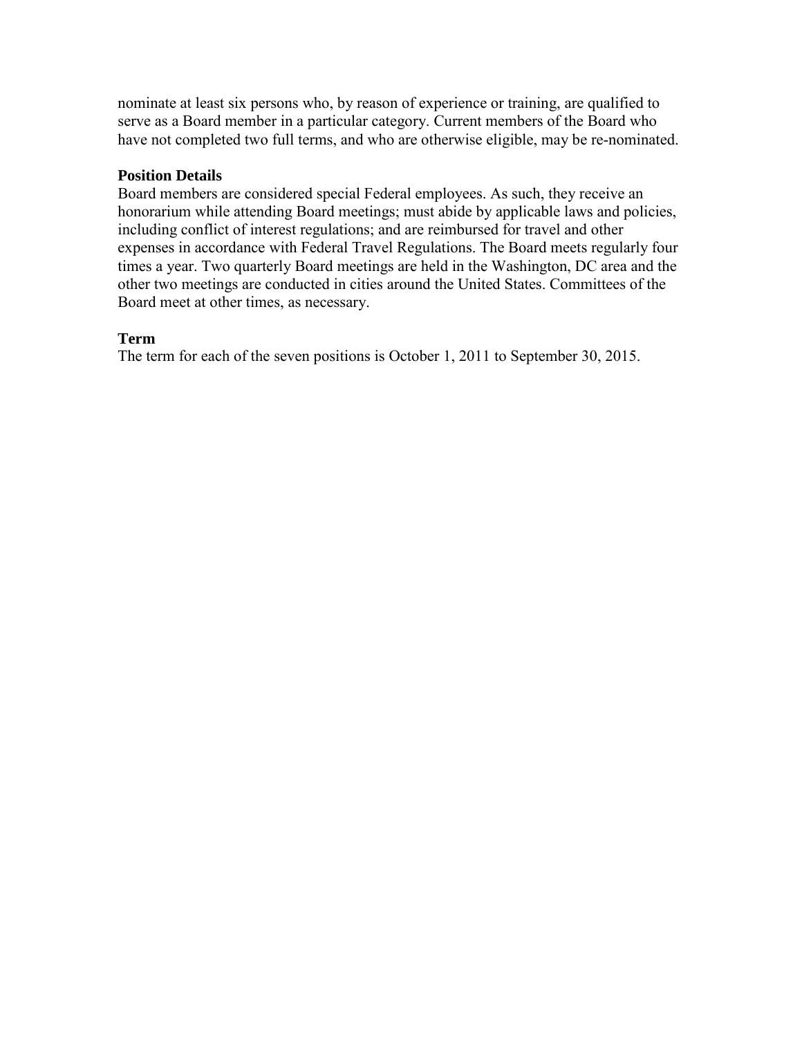nominate at least six persons who, by reason of experience or training, are qualified to serve as a Board member in a particular category. Current members of the Board who have not completed two full terms, and who are otherwise eligible, may be re-nominated.

**Position Details**

Board members are considered special Federal employees. As such, they receive an honorarium while attending Board meetings; must abide by applicable laws and policies, including conflict of interest regulations; and are reimbursed for travel and other expenses in accordance with Federal Travel Regulations. The Board meets regularly four times a year. Two quarterly Board meetings are held in the Washington, DC area and the other two meetings are conducted in cities around the United States. Committees of the Board meet at other times, as necessary.

**Term**

The term for each of the seven positions is October 1, 2011 to September 30, 2015.